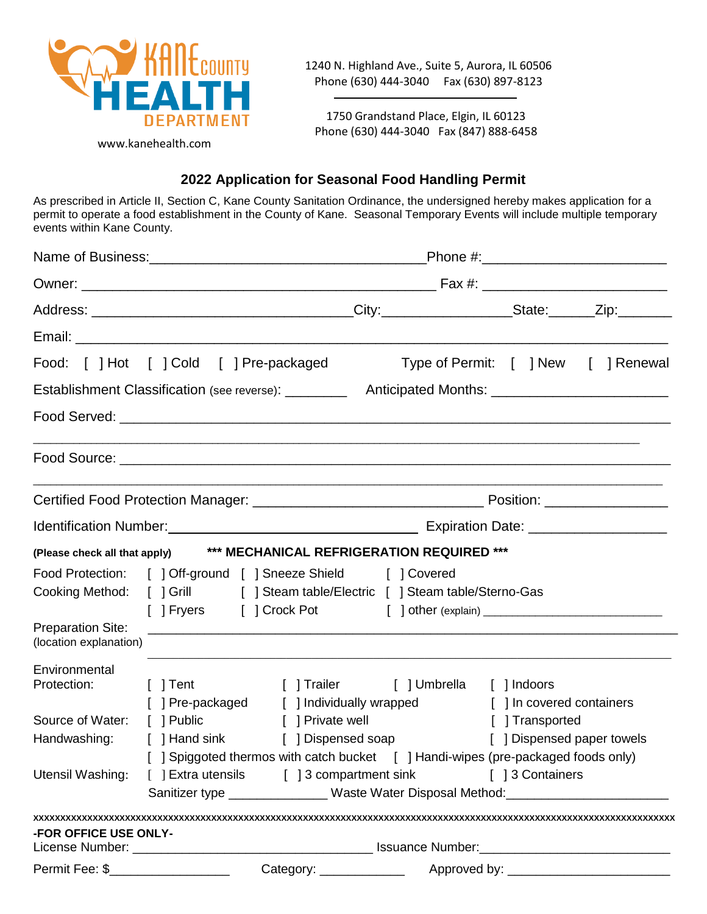KANE COUNTY HEALTH DEPARTMENT

www.kanehealth.com

1240 N. Highland Ave., Suite 5, Aurora, IL 60506
Phone (630) 444-3040 Fax (630) 897-8123

1750 Grandstand Place, Elgin, IL 60123
Phone (630) 444-3040 Fax (847) 888-6458

## 2022 Application for Seasonal Food Handling Permit

As prescribed in Article II, Section C, Kane County Sanitation Ordinance, the undersigned hereby makes application for a permit to operate a food establishment in the County of Kane. Seasonal Temporary Events will include multiple temporary events within Kane County.

Name of Business:___________________________________Phone #:_______________________

Owner: ____________________________________________ Fax #: _______________________

Address: _________________________________City:________________State:______Zip:_______

Email: ___________________________________________________________________________

Food: [ ] Hot [ ] Cold [ ] Pre-packaged Type of Permit: [ ] New [ ] Renewal

Establishment Classification (see reverse): ________ Anticipated Months: ______________________

Food Served: ______________________________________________________________________

_________________________________________________________________________________

Food Source: ______________________________________________________________________

_________________________________________________________________________________

Certified Food Protection Manager: _____________________________ Position: _______________

Identification Number:________________________________ Expiration Date: _________________

**(Please check all that apply)** **\*\*\* MECHANICAL REFRIGERATION REQUIRED \*\*\***

Food Protection: [ ] Off-ground [ ] Sneeze Shield [ ] Covered

Cooking Method: [ ] Grill [ ] Steam table/Electric [ ] Steam table/Sterno-Gas
[ ] Fryers [ ] Crock Pot [ ] other (explain) __________________________

Preparation Site: (location explanation) ______________________________________________________________________

_________________________________________________________________________________

Environmental Protection: [ ] Tent [ ] Trailer [ ] Umbrella [ ] Indoors
[ ] Pre-packaged [ ] Individually wrapped [ ] In covered containers

Source of Water: [ ] Public [ ] Private well [ ] Transported

Handwashing: [ ] Hand sink [ ] Dispensed soap [ ] Dispensed paper towels
[ ] Spiggoted thermos with catch bucket [ ] Handi-wipes (pre-packaged foods only)

Utensil Washing: [ ] Extra utensils [ ] 3 compartment sink [ ] 3 Containers
Sanitizer type ______________ Waste Water Disposal Method:______________________

xxxxxxxxxxxxxxxxxxxxxxxxxxxxxxxxxxxxxxxxxxxxxxxxxxxxxxxxxxxxxxxxxxxxxxxxxxxxxxxxxxxxxxxxxxxxxxxxxxxxxxxxxxxx

**-FOR OFFICE USE ONLY-**

License Number: _________________________________ Issuance Number:_________________________

Permit Fee: $________________ Category: ____________ Approved by: ______________________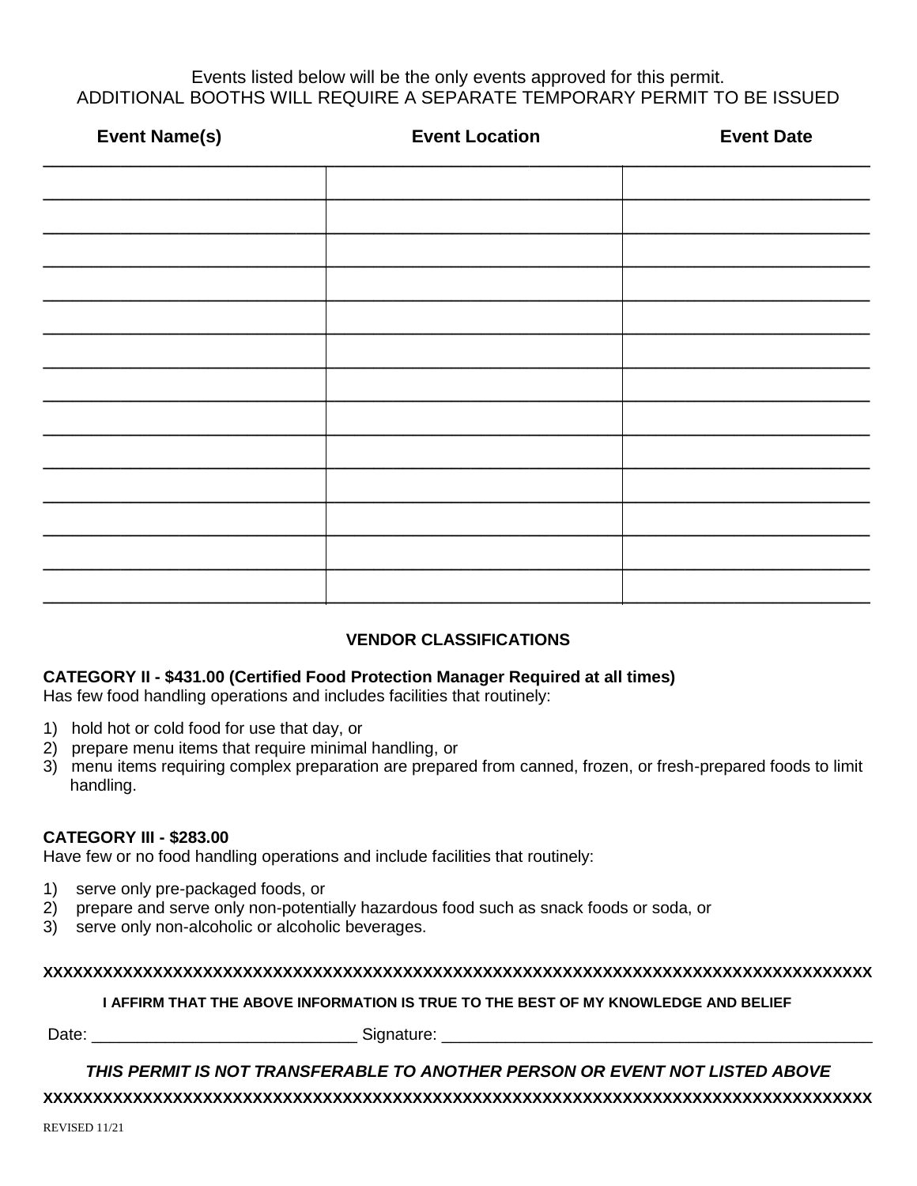Events listed below will be the only events approved for this permit.
ADDITIONAL BOOTHS WILL REQUIRE A SEPARATE TEMPORARY PERMIT TO BE ISSUED

| Event Name(s) | Event Location | Event Date |
|---|---|---|
| | | |
| | | |
| | | |
| | | |
| | | |
| | | |
| | | |
| | | |
| | | |
| | | |
| | | |
| | | |
| | | |

**VENDOR CLASSIFICATIONS**

**CATEGORY II - $431.00 (Certified Food Protection Manager Required at all times)**
Has few food handling operations and includes facilities that routinely:

1) hold hot or cold food for use that day, or
2) prepare menu items that require minimal handling, or
3) menu items requiring complex preparation are prepared from canned, frozen, or fresh-prepared foods to limit handling.

**CATEGORY III - $283.00**
Have few or no food handling operations and include facilities that routinely:

1) serve only pre-packaged foods, or
2) prepare and serve only non-potentially hazardous food such as snack foods or soda, or
3) serve only non-alcoholic or alcoholic beverages.

**XXXXXXXXXXXXXXXXXXXXXXXXXXXXXXXXXXXXXXXXXXXXXXXXXXXXXXXXXXXXXXXXXXXXXXXXXXXXXXXXXX**

**I AFFIRM THAT THE ABOVE INFORMATION IS TRUE TO THE BEST OF MY KNOWLEDGE AND BELIEF**

Date: ____________________________ Signature: ______________________________________________

***THIS PERMIT IS NOT TRANSFERABLE TO ANOTHER PERSON OR EVENT NOT LISTED ABOVE***

**XXXXXXXXXXXXXXXXXXXXXXXXXXXXXXXXXXXXXXXXXXXXXXXXXXXXXXXXXXXXXXXXXXXXXXXXXXXXXXXXXX**

REVISED 11/21